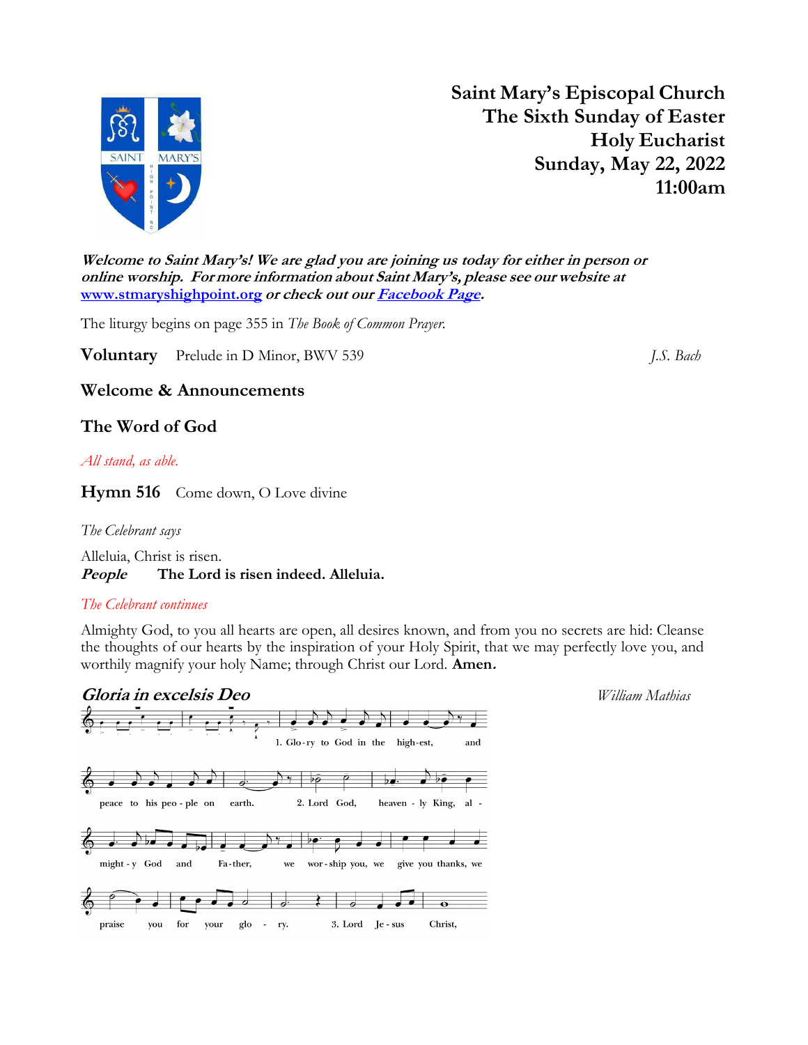# Saint Mary's Episcopal Church
## The Sixth Sunday of Easter
## Holy Eucharist
## Sunday, May 22, 2022
## 11:00am

***Welcome to Saint Mary's! We are glad you are joining us today for either in person or online worship. For more information about Saint Mary's, please see our website at [www.stmaryshighpoint.org](http://www.stmaryshighpoint.org) or check out our [Facebook Page](#).***

The liturgy begins on page 355 in *The Book of Common Prayer.*

**Voluntary** Prelude in D Minor, BWV 539 *J.S. Bach*

**Welcome & Announcements**

**The Word of God**

*All stand, as able.*

**Hymn 516** Come down, O Love divine

*The Celebrant says*

Alleluia, Christ is risen.
***People*** **The Lord is risen indeed. Alleluia.**

*The Celebrant continues*

Almighty God, to you all hearts are open, all desires known, and from you no secrets are hid: Cleanse the thoughts of our hearts by the inspiration of your Holy Spirit, that we may perfectly love you, and worthily magnify your holy Name; through Christ our Lord. **Amen.**

***Gloria in excelsis Deo*** *William Mathias*

1. Glo-ry to God in the high-est, and peace to his peo-ple on earth. 2. Lord God, heaven-ly King, al-might-y God and Fa-ther, we wor-ship you, we give you thanks, we praise you for your glo-ry. 3. Lord Je-sus Christ,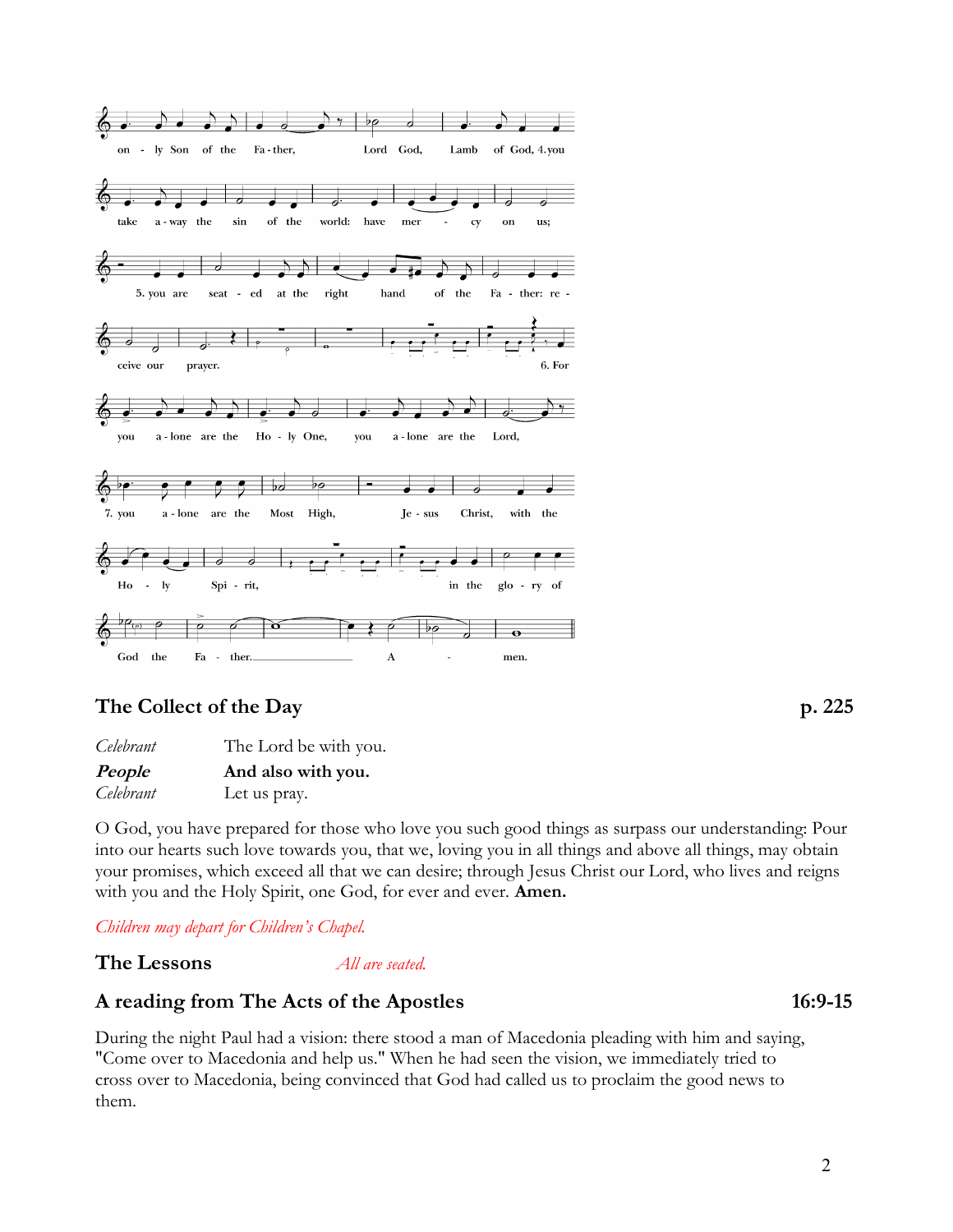on - ly Son of the Fa - ther, Lord God, Lamb of God, 4. you take a - way the sin of the world: have mer - cy on us; 5. you are seat - ed at the right hand of the Fa - ther: re - ceive our prayer. 6. For you a - lone are the Ho - ly One, you a - lone are the Lord, 7. you a - lone are the Most High, Je - sus Christ, with the Ho - ly Spi - rit, in the glo - ry of God the Fa - ther. A - men.

## The Collect of the Day p. 225

*Celebrant* The Lord be with you.
***People*** **And also with you.**
*Celebrant* Let us pray.

O God, you have prepared for those who love you such good things as surpass our understanding: Pour into our hearts such love towards you, that we, loving you in all things and above all things, may obtain your promises, which exceed all that we can desire; through Jesus Christ our Lord, who lives and reigns with you and the Holy Spirit, one God, for ever and ever. **Amen.**

*Children may depart for Children's Chapel.*

## The Lessons *All are seated.*

## A reading from The Acts of the Apostles 16:9-15

During the night Paul had a vision: there stood a man of Macedonia pleading with him and saying, "Come over to Macedonia and help us." When he had seen the vision, we immediately tried to cross over to Macedonia, being convinced that God had called us to proclaim the good news to them.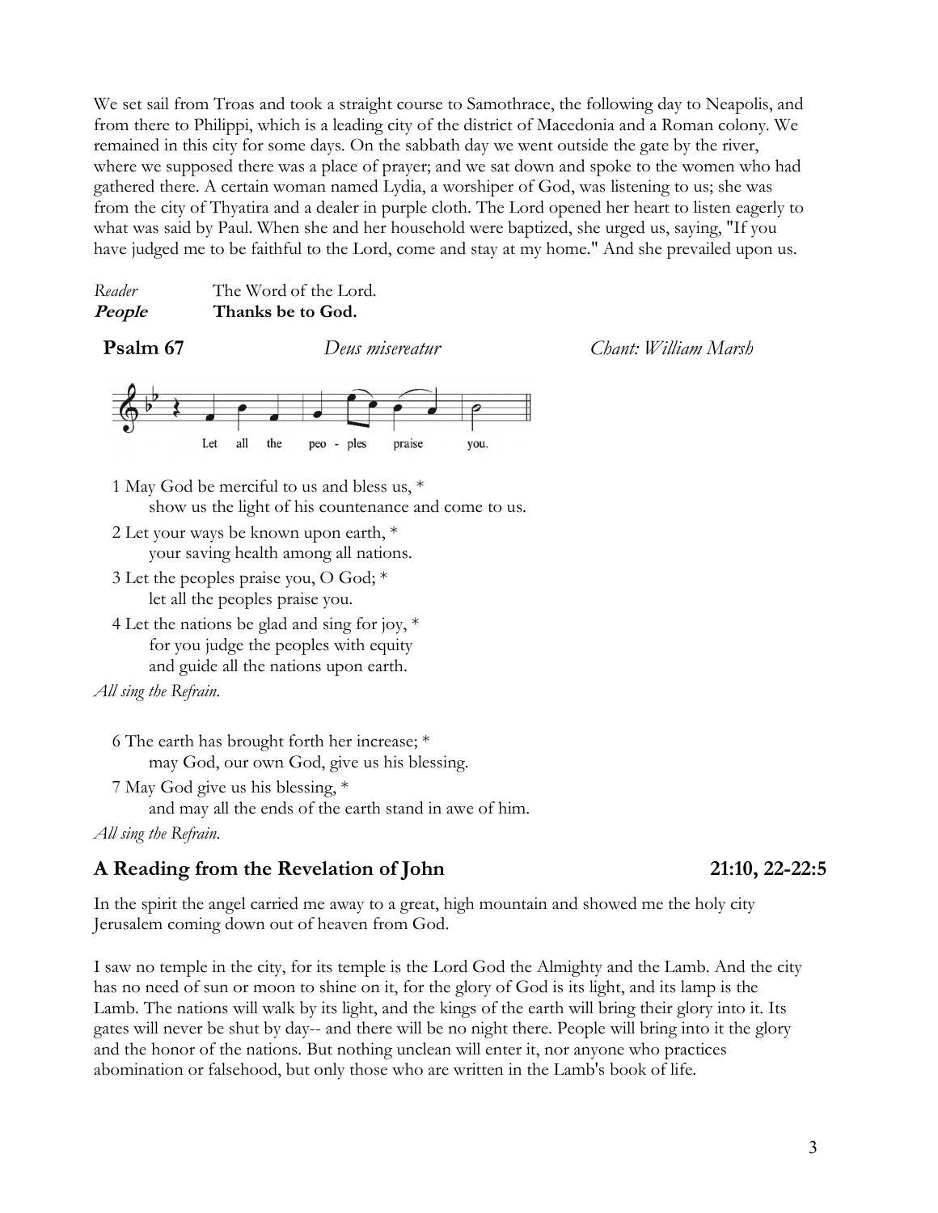We set sail from Troas and took a straight course to Samothrace, the following day to Neapolis, and from there to Philippi, which is a leading city of the district of Macedonia and a Roman colony. We remained in this city for some days. On the sabbath day we went outside the gate by the river, where we supposed there was a place of prayer; and we sat down and spoke to the women who had gathered there. A certain woman named Lydia, a worshiper of God, was listening to us; she was from the city of Thyatira and a dealer in purple cloth. The Lord opened her heart to listen eagerly to what was said by Paul. When she and her household were baptized, she urged us, saying, "If you have judged me to be faithful to the Lord, come and stay at my home." And she prevailed upon us.

*Reader* The Word of the Lord.
***People*** **Thanks be to God.**

**Psalm 67** *Deus misereatur* *Chant: William Marsh*

Let all the peo - ples praise you.

1 May God be merciful to us and bless us, *
  show us the light of his countenance and come to us.

2 Let your ways be known upon earth, *
  your saving health among all nations.

3 Let the peoples praise you, O God; *
  let all the peoples praise you.

4 Let the nations be glad and sing for joy, *
  for you judge the peoples with equity
  and guide all the nations upon earth.

*All sing the Refrain.*

6 The earth has brought forth her increase; *
  may God, our own God, give us his blessing.

7 May God give us his blessing, *
  and may all the ends of the earth stand in awe of him.

*All sing the Refrain.*

## A Reading from the Revelation of John 21:10, 22-22:5

In the spirit the angel carried me away to a great, high mountain and showed me the holy city Jerusalem coming down out of heaven from God.

I saw no temple in the city, for its temple is the Lord God the Almighty and the Lamb. And the city has no need of sun or moon to shine on it, for the glory of God is its light, and its lamp is the Lamb. The nations will walk by its light, and the kings of the earth will bring their glory into it. Its gates will never be shut by day-- and there will be no night there. People will bring into it the glory and the honor of the nations. But nothing unclean will enter it, nor anyone who practices abomination or falsehood, but only those who are written in the Lamb's book of life.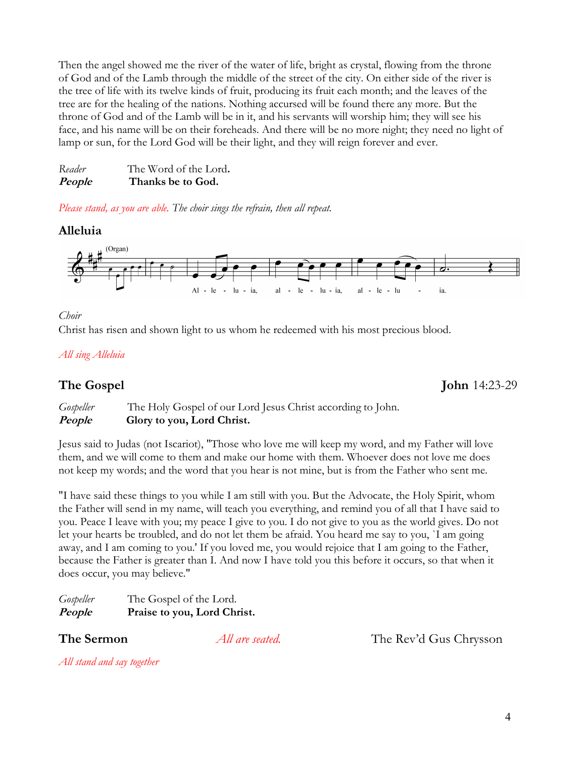Then the angel showed me the river of the water of life, bright as crystal, flowing from the throne of God and of the Lamb through the middle of the street of the city. On either side of the river is the tree of life with its twelve kinds of fruit, producing its fruit each month; and the leaves of the tree are for the healing of the nations. Nothing accursed will be found there any more. But the throne of God and of the Lamb will be in it, and his servants will worship him; they will see his face, and his name will be on their foreheads. And there will be no more night; they need no light of lamp or sun, for the Lord God will be their light, and they will reign forever and ever.

*Reader* The Word of the Lord.
***People*** **Thanks be to God.**

*Please stand, as you are able. The choir sings the refrain, then all repeat.*

### Alleluia

(Organ)

Al - le - lu - ia, al - le - lu - ia, al - le - lu - ia.

*Choir*
Christ has risen and shown light to us whom he redeemed with his most precious blood.

*All sing Alleluia*

## The Gospel **John** 14:23-29

*Gospeller* The Holy Gospel of our Lord Jesus Christ according to John.
***People*** **Glory to you, Lord Christ.**

Jesus said to Judas (not Iscariot), "Those who love me will keep my word, and my Father will love them, and we will come to them and make our home with them. Whoever does not love me does not keep my words; and the word that you hear is not mine, but is from the Father who sent me.

"I have said these things to you while I am still with you. But the Advocate, the Holy Spirit, whom the Father will send in my name, will teach you everything, and remind you of all that I have said to you. Peace I leave with you; my peace I give to you. I do not give to you as the world gives. Do not let your hearts be troubled, and do not let them be afraid. You heard me say to you, `I am going away, and I am coming to you.' If you loved me, you would rejoice that I am going to the Father, because the Father is greater than I. And now I have told you this before it occurs, so that when it does occur, you may believe."

*Gospeller* The Gospel of the Lord.
***People*** **Praise to you, Lord Christ.**

## The Sermon *All are seated.* The Rev'd Gus Chrysson

*All stand and say together*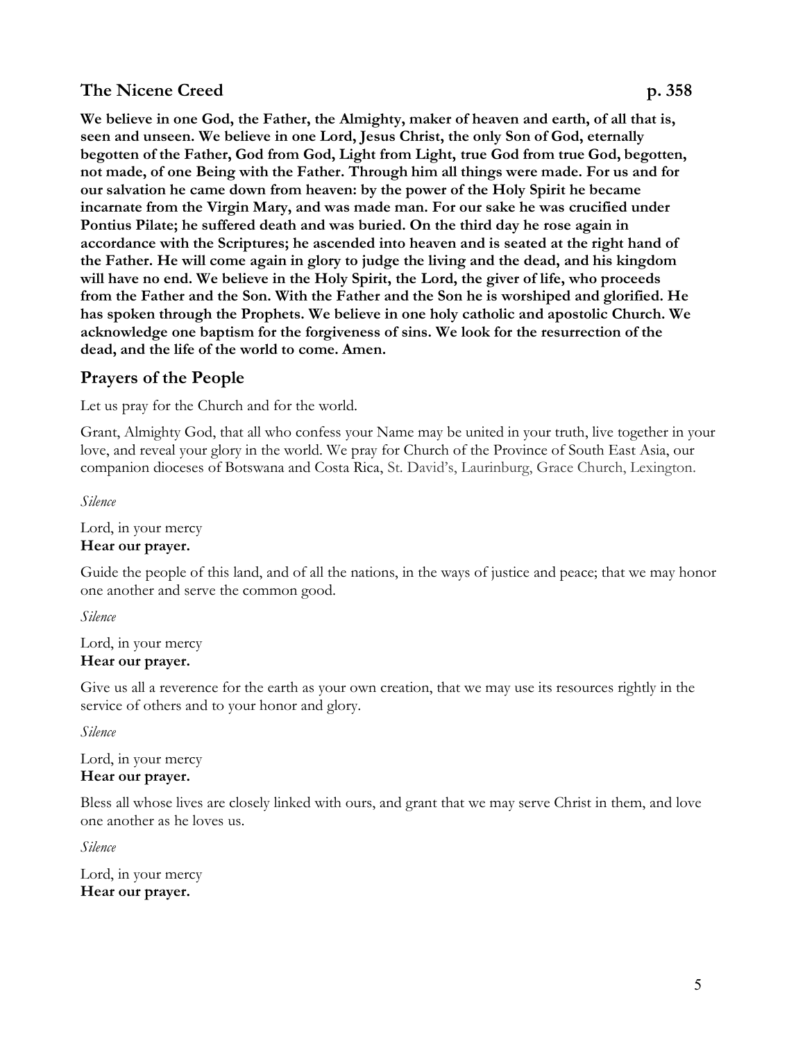## The Nicene Creed p. 358

**We believe in one God, the Father, the Almighty, maker of heaven and earth, of all that is, seen and unseen. We believe in one Lord, Jesus Christ, the only Son of God, eternally begotten of the Father, God from God, Light from Light, true God from true God, begotten, not made, of one Being with the Father. Through him all things were made. For us and for our salvation he came down from heaven: by the power of the Holy Spirit he became incarnate from the Virgin Mary, and was made man. For our sake he was crucified under Pontius Pilate; he suffered death and was buried. On the third day he rose again in accordance with the Scriptures; he ascended into heaven and is seated at the right hand of the Father. He will come again in glory to judge the living and the dead, and his kingdom will have no end. We believe in the Holy Spirit, the Lord, the giver of life, who proceeds from the Father and the Son. With the Father and the Son he is worshiped and glorified. He has spoken through the Prophets. We believe in one holy catholic and apostolic Church. We acknowledge one baptism for the forgiveness of sins. We look for the resurrection of the dead, and the life of the world to come. Amen.**

## Prayers of the People

Let us pray for the Church and for the world.

Grant, Almighty God, that all who confess your Name may be united in your truth, live together in your love, and reveal your glory in the world. We pray for Church of the Province of South East Asia, our companion dioceses of Botswana and Costa Rica, St. David's, Laurinburg, Grace Church, Lexington.

*Silence*

Lord, in your mercy
**Hear our prayer.**

Guide the people of this land, and of all the nations, in the ways of justice and peace; that we may honor one another and serve the common good.

*Silence*

Lord, in your mercy
**Hear our prayer.**

Give us all a reverence for the earth as your own creation, that we may use its resources rightly in the service of others and to your honor and glory.

*Silence*

Lord, in your mercy
**Hear our prayer.**

Bless all whose lives are closely linked with ours, and grant that we may serve Christ in them, and love one another as he loves us.

*Silence*

Lord, in your mercy
**Hear our prayer.**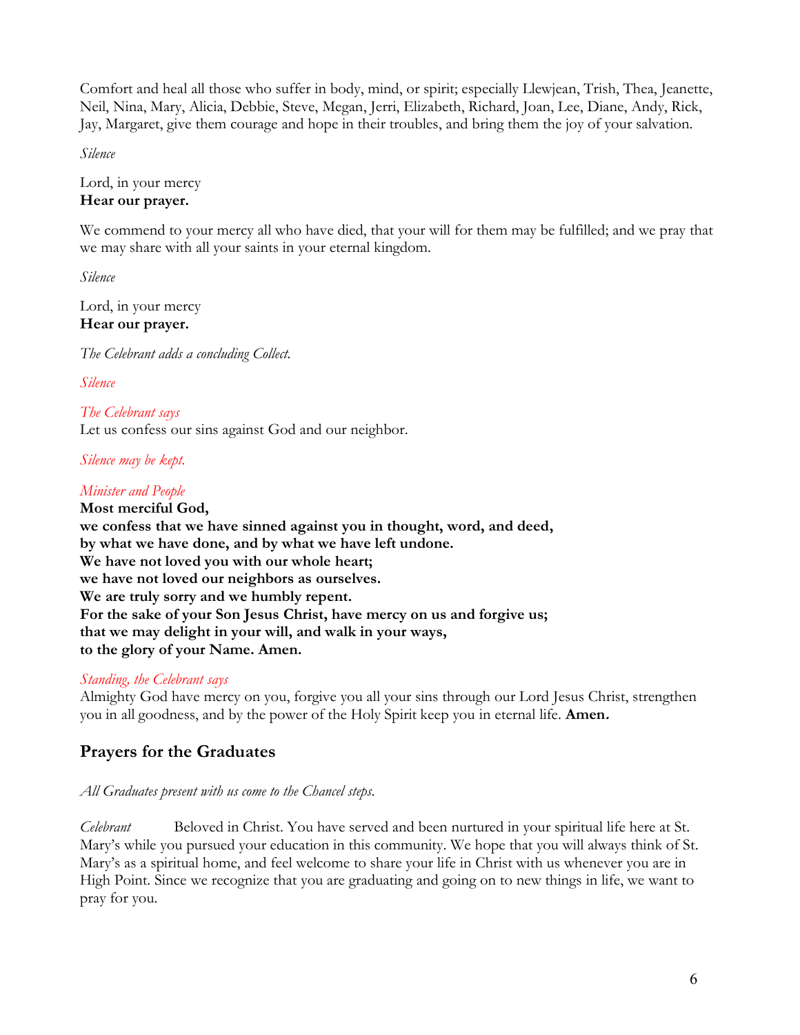Comfort and heal all those who suffer in body, mind, or spirit; especially Llewjean, Trish, Thea, Jeanette, Neil, Nina, Mary, Alicia, Debbie, Steve, Megan, Jerri, Elizabeth, Richard, Joan, Lee, Diane, Andy, Rick, Jay, Margaret, give them courage and hope in their troubles, and bring them the joy of your salvation.

*Silence*

Lord, in your mercy
**Hear our prayer.**

We commend to your mercy all who have died, that your will for them may be fulfilled; and we pray that we may share with all your saints in your eternal kingdom.

*Silence*

Lord, in your mercy
**Hear our prayer.**

*The Celebrant adds a concluding Collect.*

*Silence*

*The Celebrant says*
Let us confess our sins against God and our neighbor.

*Silence may be kept.*

*Minister and People*
**Most merciful God,**
**we confess that we have sinned against you in thought, word, and deed,**
**by what we have done, and by what we have left undone.**
**We have not loved you with our whole heart;**
**we have not loved our neighbors as ourselves.**
**We are truly sorry and we humbly repent.**
**For the sake of your Son Jesus Christ, have mercy on us and forgive us;**
**that we may delight in your will, and walk in your ways,**
**to the glory of your Name. Amen.**

*Standing, the Celebrant says*
Almighty God have mercy on you, forgive you all your sins through our Lord Jesus Christ, strengthen you in all goodness, and by the power of the Holy Spirit keep you in eternal life. **Amen.**

## Prayers for the Graduates

*All Graduates present with us come to the Chancel steps.*

*Celebrant* Beloved in Christ. You have served and been nurtured in your spiritual life here at St. Mary's while you pursued your education in this community. We hope that you will always think of St. Mary's as a spiritual home, and feel welcome to share your life in Christ with us whenever you are in High Point. Since we recognize that you are graduating and going on to new things in life, we want to pray for you.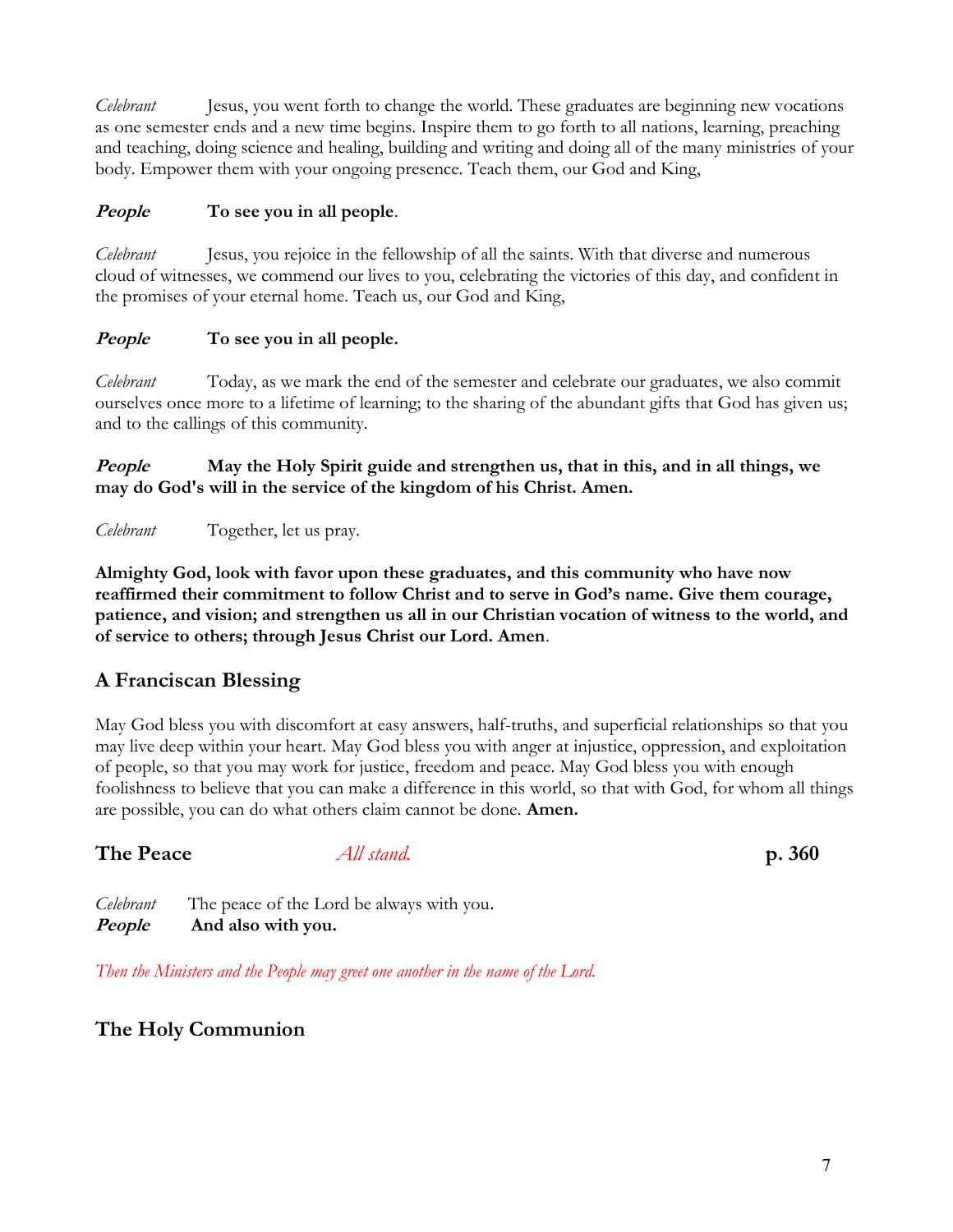*Celebrant* Jesus, you went forth to change the world. These graduates are beginning new vocations as one semester ends and a new time begins. Inspire them to go forth to all nations, learning, preaching and teaching, doing science and healing, building and writing and doing all of the many ministries of your body. Empower them with your ongoing presence. Teach them, our God and King,

***People*** **To see you in all people**.

*Celebrant* Jesus, you rejoice in the fellowship of all the saints. With that diverse and numerous cloud of witnesses, we commend our lives to you, celebrating the victories of this day, and confident in the promises of your eternal home. Teach us, our God and King,

***People*** **To see you in all people.**

*Celebrant* Today, as we mark the end of the semester and celebrate our graduates, we also commit ourselves once more to a lifetime of learning; to the sharing of the abundant gifts that God has given us; and to the callings of this community.

***People*** **May the Holy Spirit guide and strengthen us, that in this, and in all things, we may do God's will in the service of the kingdom of his Christ. Amen.**

*Celebrant* Together, let us pray.

**Almighty God, look with favor upon these graduates, and this community who have now reaffirmed their commitment to follow Christ and to serve in God's name. Give them courage, patience, and vision; and strengthen us all in our Christian vocation of witness to the world, and of service to others; through Jesus Christ our Lord. Amen**.

## A Franciscan Blessing

May God bless you with discomfort at easy answers, half-truths, and superficial relationships so that you may live deep within your heart. May God bless you with anger at injustice, oppression, and exploitation of people, so that you may work for justice, freedom and peace. May God bless you with enough foolishness to believe that you can make a difference in this world, so that with God, for whom all things are possible, you can do what others claim cannot be done. **Amen.**

## The Peace *All stand.* p. 360

*Celebrant* The peace of the Lord be always with you.
***People*** **And also with you.**

*Then the Ministers and the People may greet one another in the name of the Lord.*

## The Holy Communion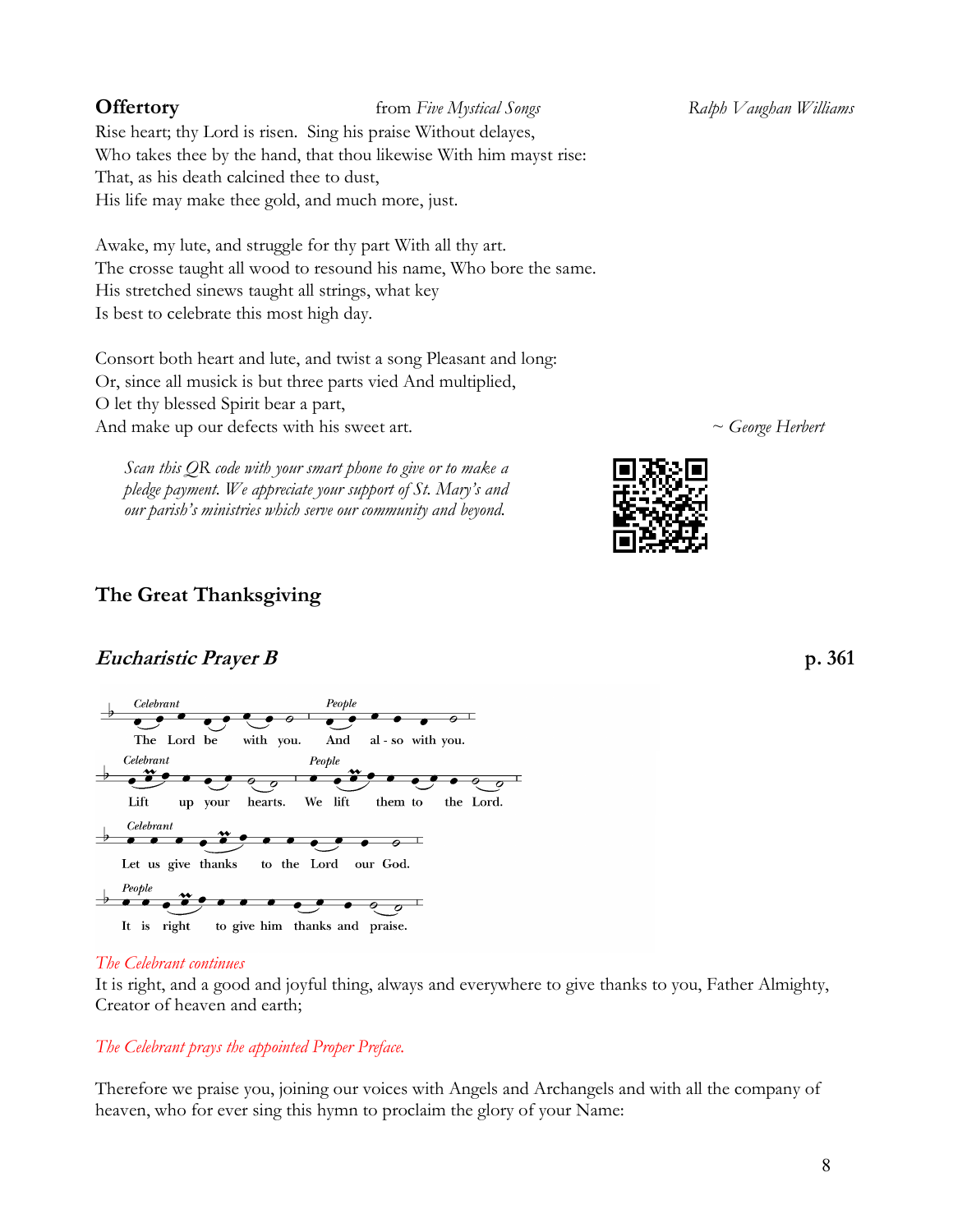**Offertory** from *Five Mystical Songs* *Ralph Vaughan Williams*

Rise heart; thy Lord is risen. Sing his praise Without delayes,
Who takes thee by the hand, that thou likewise With him mayst rise:
That, as his death calcined thee to dust,
His life may make thee gold, and much more, just.

Awake, my lute, and struggle for thy part With all thy art.
The crosse taught all wood to resound his name, Who bore the same.
His stretched sinews taught all strings, what key
Is best to celebrate this most high day.

Consort both heart and lute, and twist a song Pleasant and long:
Or, since all musick is but three parts vied And multiplied,
O let thy blessed Spirit bear a part,
And make up our defects with his sweet art.

~ *George Herbert*

*Scan this QR code with your smart phone to give or to make a pledge payment. We appreciate your support of St. Mary's and our parish's ministries which serve our community and beyond.*

## The Great Thanksgiving

### *Eucharistic Prayer B* p. 361

*Celebrant* The Lord be with you.
*People* And also with you.
*Celebrant* Lift up your hearts.
*People* We lift them to the Lord.
*Celebrant* Let us give thanks to the Lord our God.
*People* It is right to give him thanks and praise.

*The Celebrant continues*

It is right, and a good and joyful thing, always and everywhere to give thanks to you, Father Almighty, Creator of heaven and earth;

*The Celebrant prays the appointed Proper Preface.*

Therefore we praise you, joining our voices with Angels and Archangels and with all the company of heaven, who for ever sing this hymn to proclaim the glory of your Name: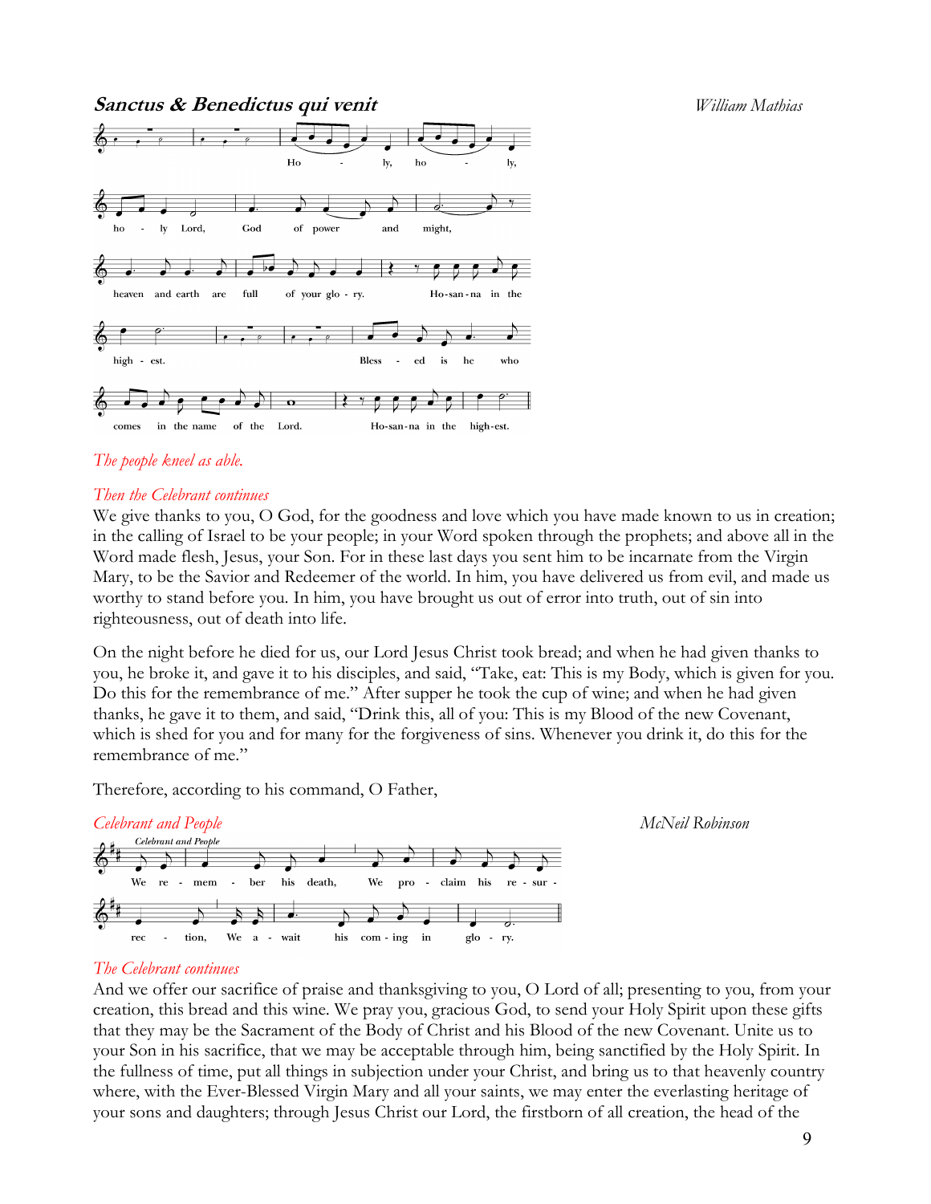***Sanctus & Benedictus qui venit*** *William Mathias*

Holy, holy, holy Lord, God of power and might, heaven and earth are full of your glory. Hosanna in the highest. Blessed is he who comes in the name of the Lord. Hosanna in the highest.

*The people kneel as able.*

*Then the Celebrant continues*

We give thanks to you, O God, for the goodness and love which you have made known to us in creation; in the calling of Israel to be your people; in your Word spoken through the prophets; and above all in the Word made flesh, Jesus, your Son. For in these last days you sent him to be incarnate from the Virgin Mary, to be the Savior and Redeemer of the world. In him, you have delivered us from evil, and made us worthy to stand before you. In him, you have brought us out of error into truth, out of sin into righteousness, out of death into life.

On the night before he died for us, our Lord Jesus Christ took bread; and when he had given thanks to you, he broke it, and gave it to his disciples, and said, "Take, eat: This is my Body, which is given for you. Do this for the remembrance of me." After supper he took the cup of wine; and when he had given thanks, he gave it to them, and said, "Drink this, all of you: This is my Blood of the new Covenant, which is shed for you and for many for the forgiveness of sins. Whenever you drink it, do this for the remembrance of me."

Therefore, according to his command, O Father,

*Celebrant and People* *McNeil Robinson*

We remember his death, We proclaim his resurrection, We await his coming in glory.

*The Celebrant continues*

And we offer our sacrifice of praise and thanksgiving to you, O Lord of all; presenting to you, from your creation, this bread and this wine. We pray you, gracious God, to send your Holy Spirit upon these gifts that they may be the Sacrament of the Body of Christ and his Blood of the new Covenant. Unite us to your Son in his sacrifice, that we may be acceptable through him, being sanctified by the Holy Spirit. In the fullness of time, put all things in subjection under your Christ, and bring us to that heavenly country where, with the Ever-Blessed Virgin Mary and all your saints, we may enter the everlasting heritage of your sons and daughters; through Jesus Christ our Lord, the firstborn of all creation, the head of the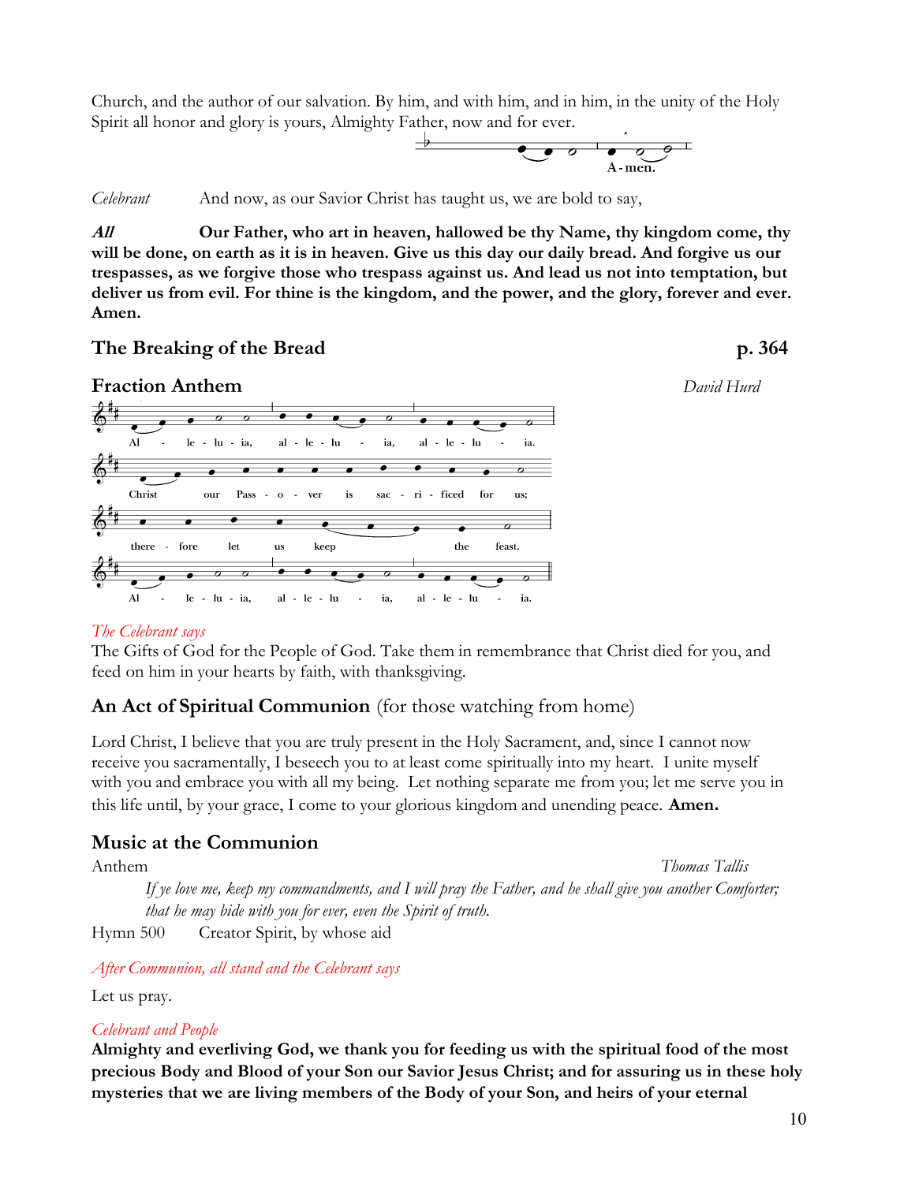Church, and the author of our salvation. By him, and with him, and in him, in the unity of the Holy Spirit all honor and glory is yours, Almighty Father, now and for ever.

A-men.

*Celebrant* And now, as our Savior Christ has taught us, we are bold to say,

***All*** **Our Father, who art in heaven, hallowed be thy Name, thy kingdom come, thy will be done, on earth as it is in heaven. Give us this day our daily bread. And forgive us our trespasses, as we forgive those who trespass against us. And lead us not into temptation, but deliver us from evil. For thine is the kingdom, and the power, and the glory, forever and ever. Amen.**

## The Breaking of the Bread — p. 364

## Fraction Anthem — *David Hurd*

Al - le - lu - ia, al - le - lu - ia, al - le - lu - ia.
Christ our Pass - o - ver is sac - ri - ficed for us;
there - fore let us keep the feast.
Al - le - lu - ia, al - le - lu - ia, al - le - lu - ia.

*The Celebrant says*

The Gifts of God for the People of God. Take them in remembrance that Christ died for you, and feed on him in your hearts by faith, with thanksgiving.

## An Act of Spiritual Communion (for those watching from home)

Lord Christ, I believe that you are truly present in the Holy Sacrament, and, since I cannot now receive you sacramentally, I beseech you to at least come spiritually into my heart. I unite myself with you and embrace you with all my being. Let nothing separate me from you; let me serve you in this life until, by your grace, I come to your glorious kingdom and unending peace. **Amen.**

## Music at the Communion

Anthem — *Thomas Tallis*

*If ye love me, keep my commandments, and I will pray the Father, and he shall give you another Comforter; that he may bide with you for ever, even the Spirit of truth.*

Hymn 500 — Creator Spirit, by whose aid

*After Communion, all stand and the Celebrant says*

Let us pray.

*Celebrant and People*

**Almighty and everliving God, we thank you for feeding us with the spiritual food of the most precious Body and Blood of your Son our Savior Jesus Christ; and for assuring us in these holy mysteries that we are living members of the Body of your Son, and heirs of your eternal**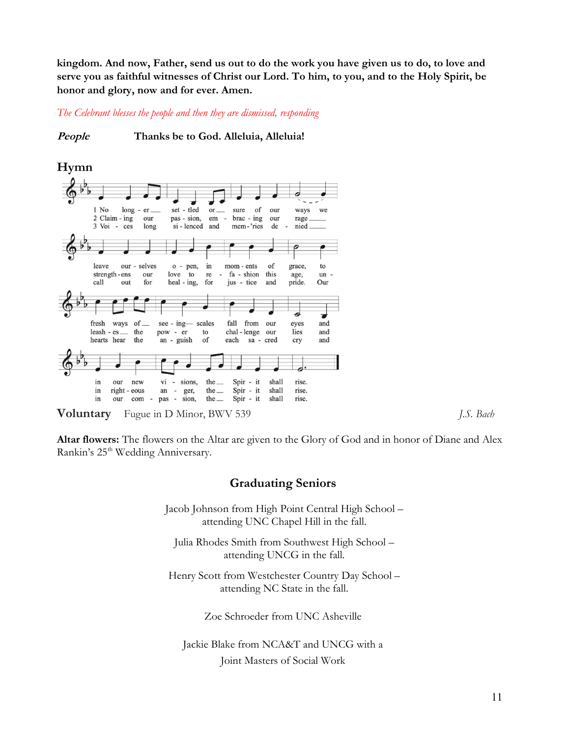**kingdom. And now, Father, send us out to do the work you have given us to do, to love and serve you as faithful witnesses of Christ our Lord. To him, to you, and to the Holy Spirit, be honor and glory, now and for ever. Amen.**

*The Celebrant blesses the people and then they are dismissed, responding*

***People*** **Thanks be to God. Alleluia, Alleluia!**

## Hymn

1 No longer set - tled or sure of our ways we leave our - selves o - pen, in mom - ents of grace, to fresh ways of see - ing— scales fall from our eyes and in our new vi - sions, the Spir - it shall rise.

2 Claim - ing our pas - sion, em - brac - ing our rage strength - ens our love to re - fa - shion this age, un - leash - es the pow - er to chal - lenge our lies and in right - eous an - ger, the Spir - it shall rise.

3 Voi - ces long si - lenced and mem - 'ries de - nied call out for heal - ing, for jus - tice and pride. Our hearts hear the an - guish of each sa - cred cry and in our com - pas - sion, the Spir - it shall rise.

## Voluntary

Fugue in D Minor, BWV 539 — *J.S. Bach*

**Altar flowers:** The flowers on the Altar are given to the Glory of God and in honor of Diane and Alex Rankin's 25th Wedding Anniversary.

### Graduating Seniors

Jacob Johnson from High Point Central High School – attending UNC Chapel Hill in the fall.

Julia Rhodes Smith from Southwest High School – attending UNCG in the fall.

Henry Scott from Westchester Country Day School – attending NC State in the fall.

Zoe Schroeder from UNC Asheville

Jackie Blake from NCA&T and UNCG with a Joint Masters of Social Work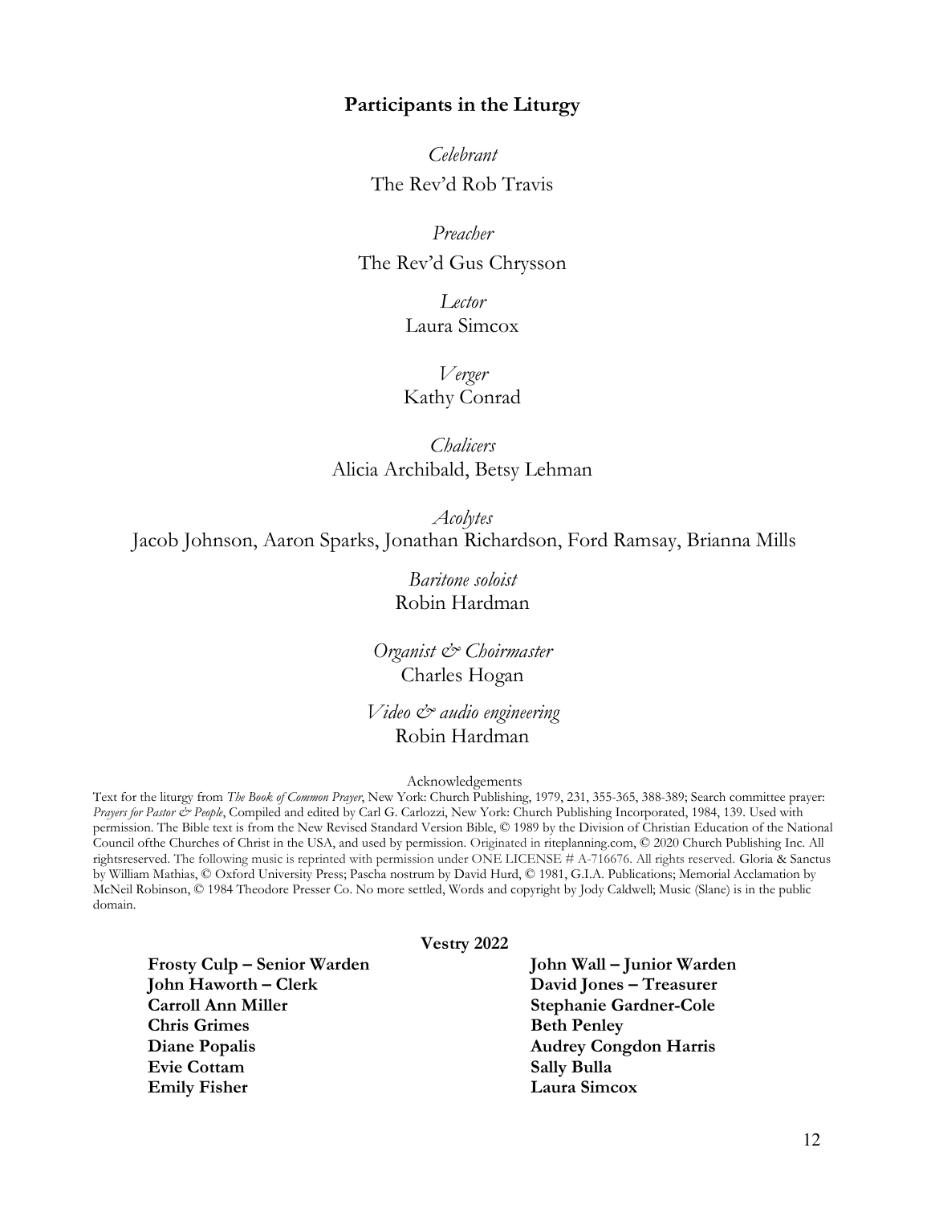## Participants in the Liturgy

*Celebrant*
The Rev'd Rob Travis

*Preacher*
The Rev'd Gus Chrysson

*Lector*
Laura Simcox

*Verger*
Kathy Conrad

*Chalicers*
Alicia Archibald, Betsy Lehman

*Acolytes*
Jacob Johnson, Aaron Sparks, Jonathan Richardson, Ford Ramsay, Brianna Mills

*Baritone soloist*
Robin Hardman

*Organist & Choirmaster*
Charles Hogan

*Video & audio engineering*
Robin Hardman

Acknowledgements

Text for the liturgy from *The Book of Common Prayer*, New York: Church Publishing, 1979, 231, 355-365, 388-389; Search committee prayer: *Prayers for Pastor & People*, Compiled and edited by Carl G. Carlozzi, New York: Church Publishing Incorporated, 1984, 139. Used with permission. The Bible text is from the New Revised Standard Version Bible, © 1989 by the Division of Christian Education of the National Council ofthe Churches of Christ in the USA, and used by permission. Originated in riteplanning.com, © 2020 Church Publishing Inc. All rightsreserved. The following music is reprinted with permission under ONE LICENSE # A-716676. All rights reserved. Gloria & Sanctus by William Mathias, © Oxford University Press; Pascha nostrum by David Hurd, © 1981, G.I.A. Publications; Memorial Acclamation by McNeil Robinson, © 1984 Theodore Presser Co. No more settled, Words and copyright by Jody Caldwell; Music (Slane) is in the public domain.

### Vestry 2022

**Frosty Culp – Senior Warden**
**John Wall – Junior Warden**
**John Haworth – Clerk**
**David Jones – Treasurer**
**Carroll Ann Miller**
**Stephanie Gardner-Cole**
**Chris Grimes**
**Beth Penley**
**Diane Popalis**
**Audrey Congdon Harris**
**Evie Cottam**
**Sally Bulla**
**Emily Fisher**
**Laura Simcox**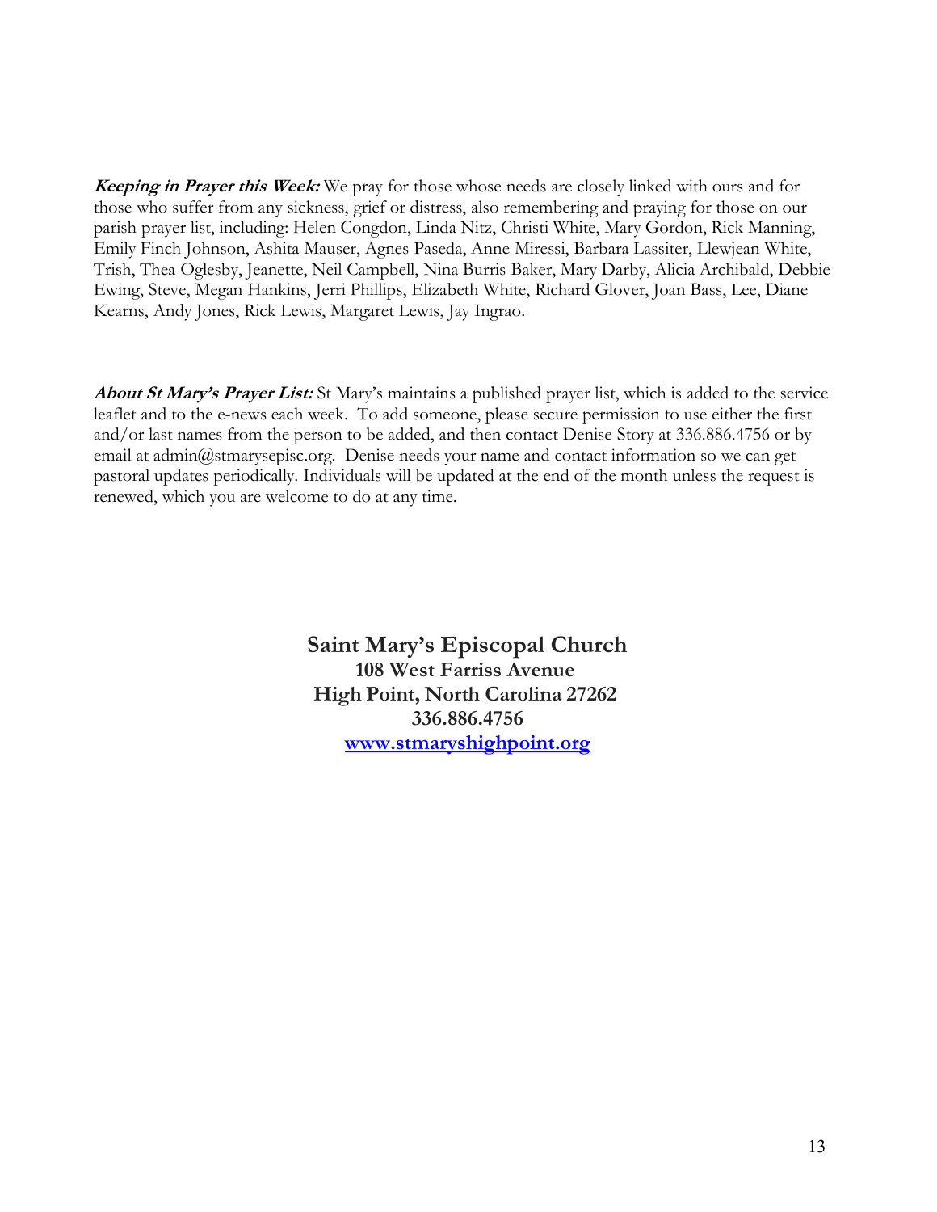***Keeping in Prayer this Week:*** We pray for those whose needs are closely linked with ours and for those who suffer from any sickness, grief or distress, also remembering and praying for those on our parish prayer list, including: Helen Congdon, Linda Nitz, Christi White, Mary Gordon, Rick Manning, Emily Finch Johnson, Ashita Mauser, Agnes Paseda, Anne Miressi, Barbara Lassiter, Llewjean White, Trish, Thea Oglesby, Jeanette, Neil Campbell, Nina Burris Baker, Mary Darby, Alicia Archibald, Debbie Ewing, Steve, Megan Hankins, Jerri Phillips, Elizabeth White, Richard Glover, Joan Bass, Lee, Diane Kearns, Andy Jones, Rick Lewis, Margaret Lewis, Jay Ingrao.

***About St Mary's Prayer List:*** St Mary's maintains a published prayer list, which is added to the service leaflet and to the e-news each week. To add someone, please secure permission to use either the first and/or last names from the person to be added, and then contact Denise Story at 336.886.4756 or by email at admin@stmarysepisc.org. Denise needs your name and contact information so we can get pastoral updates periodically. Individuals will be updated at the end of the month unless the request is renewed, which you are welcome to do at any time.

**Saint Mary's Episcopal Church**
**108 West Farriss Avenue**
**High Point, North Carolina 27262**
**336.886.4756**
**[www.stmaryshighpoint.org](http://www.stmaryshighpoint.org)**